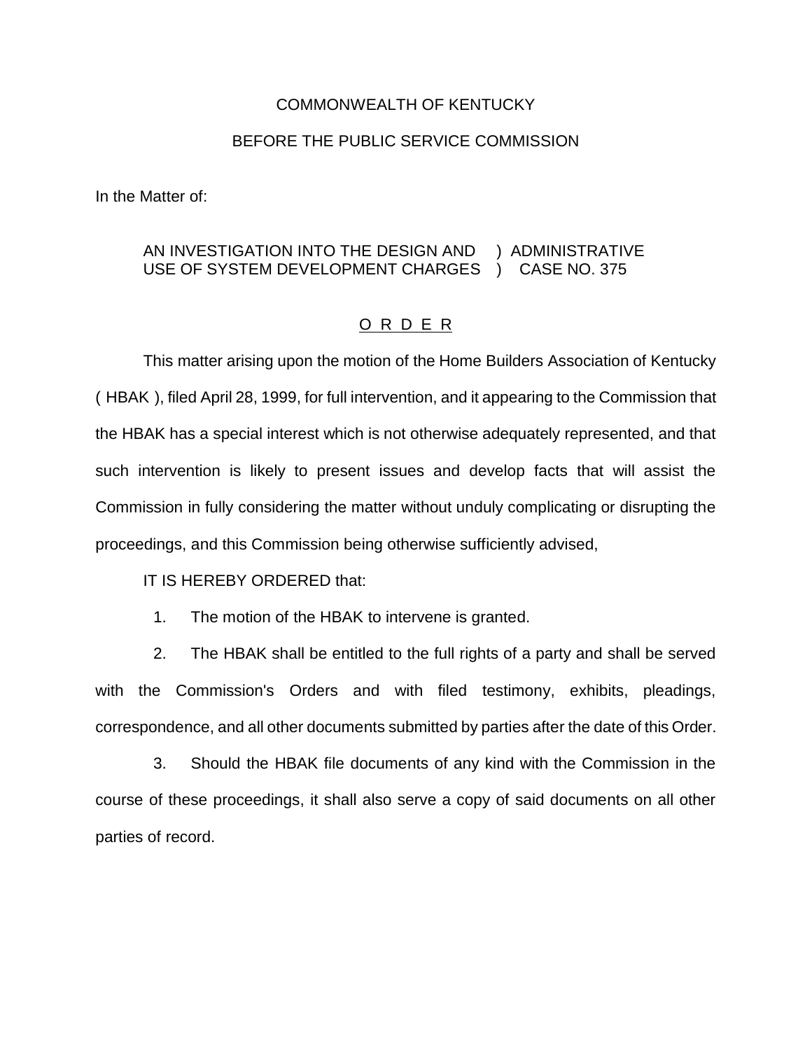COMMONWEALTH OF KENTUCKY

BEFORE THE PUBLIC SERVICE COMMISSION

In the Matter of:

AN INVESTIGATION INTO THE DESIGN AND ) ADMINISTRATIVE
USE OF SYSTEM DEVELOPMENT CHARGES ) CASE NO. 375

## O R D E R

This matter arising upon the motion of the Home Builders Association of Kentucky ( HBAK ), filed April 28, 1999, for full intervention, and it appearing to the Commission that the HBAK has a special interest which is not otherwise adequately represented, and that such intervention is likely to present issues and develop facts that will assist the Commission in fully considering the matter without unduly complicating or disrupting the proceedings, and this Commission being otherwise sufficiently advised,

IT IS HEREBY ORDERED that:

1. The motion of the HBAK to intervene is granted.

2. The HBAK shall be entitled to the full rights of a party and shall be served with the Commission's Orders and with filed testimony, exhibits, pleadings, correspondence, and all other documents submitted by parties after the date of this Order.

3. Should the HBAK file documents of any kind with the Commission in the course of these proceedings, it shall also serve a copy of said documents on all other parties of record.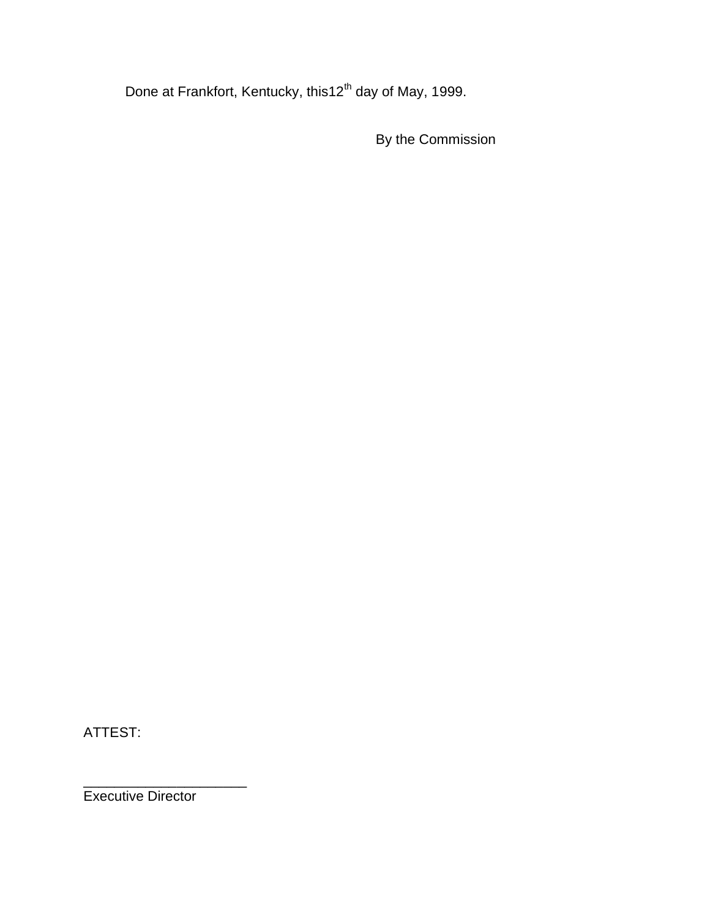Done at Frankfort, Kentucky, this12th day of May, 1999.

By the Commission

ATTEST:

_____________________
Executive Director